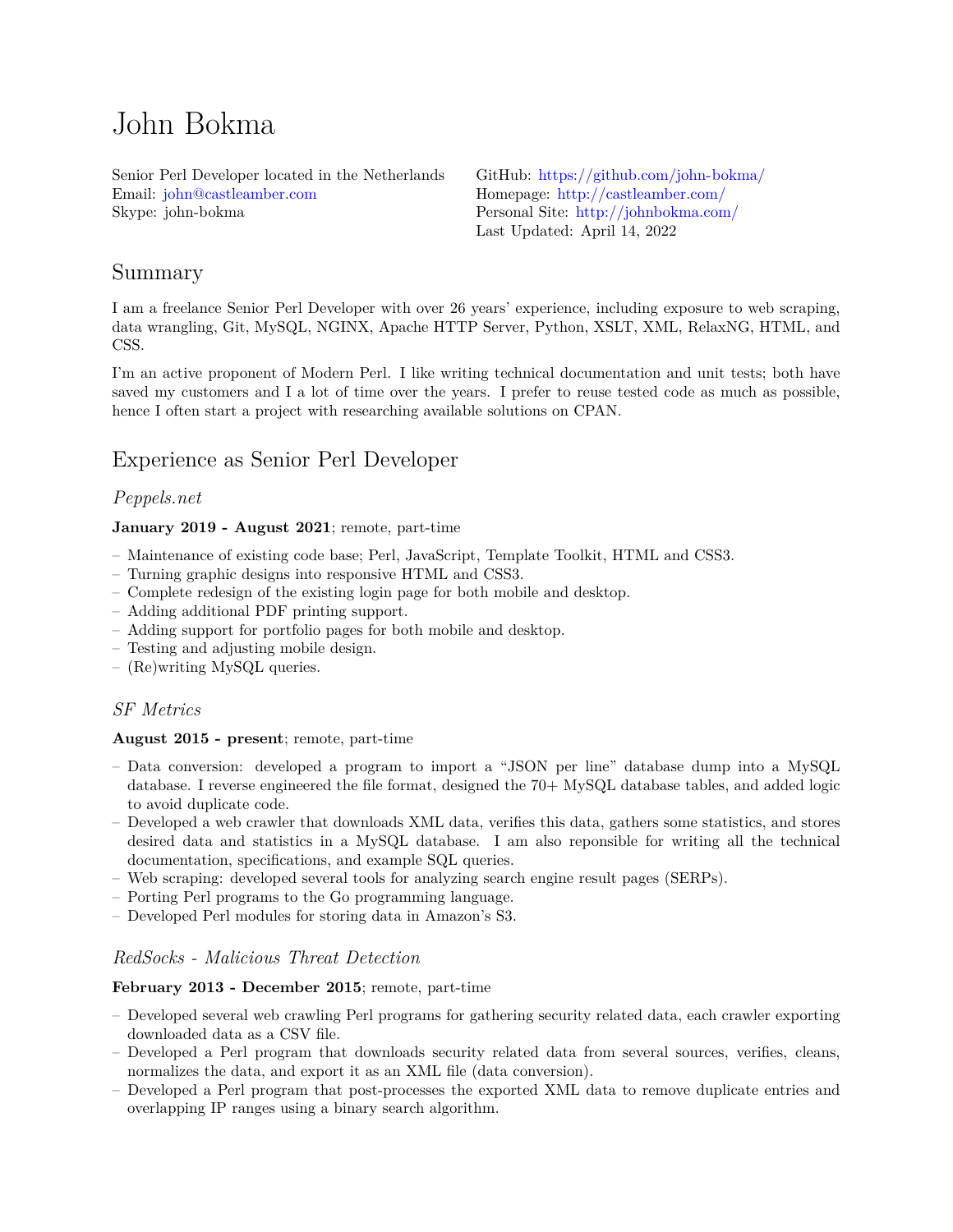# John Bokma

Senior Perl Developer located in the Netherlands
Email: john@castleamber.com
Skype: john-bokma

GitHub: https://github.com/john-bokma/
Homepage: http://castleamber.com/
Personal Site: http://johnbokma.com/
Last Updated: April 14, 2022

## Summary

I am a freelance Senior Perl Developer with over 26 years' experience, including exposure to web scraping, data wrangling, Git, MySQL, NGINX, Apache HTTP Server, Python, XSLT, XML, RelaxNG, HTML, and CSS.

I'm an active proponent of Modern Perl. I like writing technical documentation and unit tests; both have saved my customers and I a lot of time over the years. I prefer to reuse tested code as much as possible, hence I often start a project with researching available solutions on CPAN.

## Experience as Senior Perl Developer

### *Peppels.net*

**January 2019 - August 2021**; remote, part-time

- Maintenance of existing code base; Perl, JavaScript, Template Toolkit, HTML and CSS3.
- Turning graphic designs into responsive HTML and CSS3.
- Complete redesign of the existing login page for both mobile and desktop.
- Adding additional PDF printing support.
- Adding support for portfolio pages for both mobile and desktop.
- Testing and adjusting mobile design.
- (Re)writing MySQL queries.

### *SF Metrics*

**August 2015 - present**; remote, part-time

- Data conversion: developed a program to import a "JSON per line" database dump into a MySQL database. I reverse engineered the file format, designed the 70+ MySQL database tables, and added logic to avoid duplicate code.
- Developed a web crawler that downloads XML data, verifies this data, gathers some statistics, and stores desired data and statistics in a MySQL database. I am also reponsible for writing all the technical documentation, specifications, and example SQL queries.
- Web scraping: developed several tools for analyzing search engine result pages (SERPs).
- Porting Perl programs to the Go programming language.
- Developed Perl modules for storing data in Amazon's S3.

### *RedSocks - Malicious Threat Detection*

**February 2013 - December 2015**; remote, part-time

- Developed several web crawling Perl programs for gathering security related data, each crawler exporting downloaded data as a CSV file.
- Developed a Perl program that downloads security related data from several sources, verifies, cleans, normalizes the data, and export it as an XML file (data conversion).
- Developed a Perl program that post-processes the exported XML data to remove duplicate entries and overlapping IP ranges using a binary search algorithm.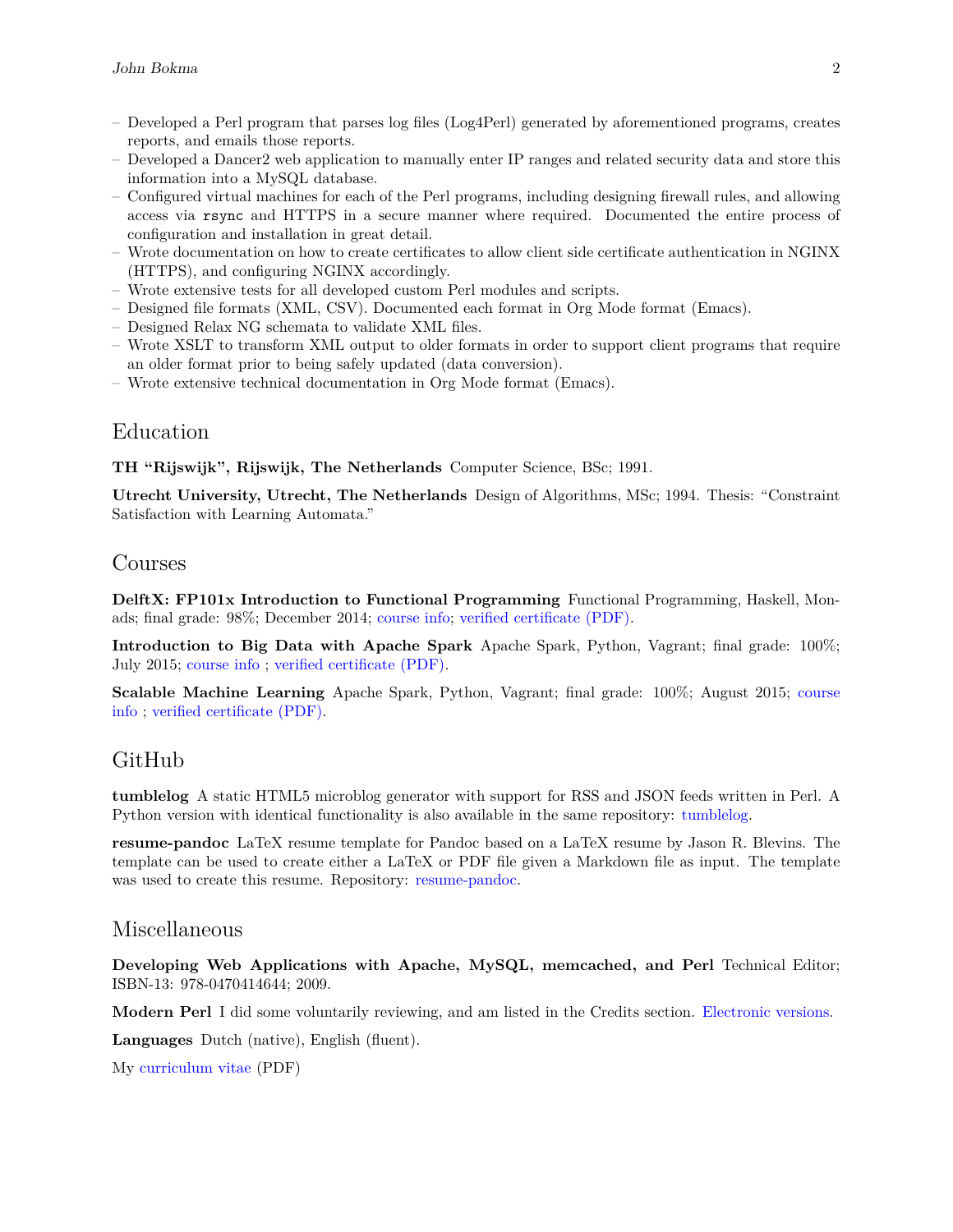- Developed a Perl program that parses log files (Log4Perl) generated by aforementioned programs, creates reports, and emails those reports.
- Developed a Dancer2 web application to manually enter IP ranges and related security data and store this information into a MySQL database.
- Configured virtual machines for each of the Perl programs, including designing firewall rules, and allowing access via `rsync` and HTTPS in a secure manner where required. Documented the entire process of configuration and installation in great detail.
- Wrote documentation on how to create certificates to allow client side certificate authentication in NGINX (HTTPS), and configuring NGINX accordingly.
- Wrote extensive tests for all developed custom Perl modules and scripts.
- Designed file formats (XML, CSV). Documented each format in Org Mode format (Emacs).
- Designed Relax NG schemata to validate XML files.
- Wrote XSLT to transform XML output to older formats in order to support client programs that require an older format prior to being safely updated (data conversion).
- Wrote extensive technical documentation in Org Mode format (Emacs).

## Education

**TH "Rijswijk", Rijswijk, The Netherlands** Computer Science, BSc; 1991.

**Utrecht University, Utrecht, The Netherlands** Design of Algorithms, MSc; 1994. Thesis: "Constraint Satisfaction with Learning Automata."

## Courses

**DelftX: FP101x Introduction to Functional Programming** Functional Programming, Haskell, Monads; final grade: 98%; December 2014; course info; verified certificate (PDF).

**Introduction to Big Data with Apache Spark** Apache Spark, Python, Vagrant; final grade: 100%; July 2015; course info ; verified certificate (PDF).

**Scalable Machine Learning** Apache Spark, Python, Vagrant; final grade: 100%; August 2015; course info ; verified certificate (PDF).

## GitHub

**tumblelog** A static HTML5 microblog generator with support for RSS and JSON feeds written in Perl. A Python version with identical functionality is also available in the same repository: tumblelog.

**resume-pandoc** LaTeX resume template for Pandoc based on a LaTeX resume by Jason R. Blevins. The template can be used to create either a LaTeX or PDF file given a Markdown file as input. The template was used to create this resume. Repository: resume-pandoc.

## Miscellaneous

**Developing Web Applications with Apache, MySQL, memcached, and Perl** Technical Editor; ISBN-13: 978-0470414644; 2009.

**Modern Perl** I did some voluntarily reviewing, and am listed in the Credits section. Electronic versions.

**Languages** Dutch (native), English (fluent).

My curriculum vitae (PDF)